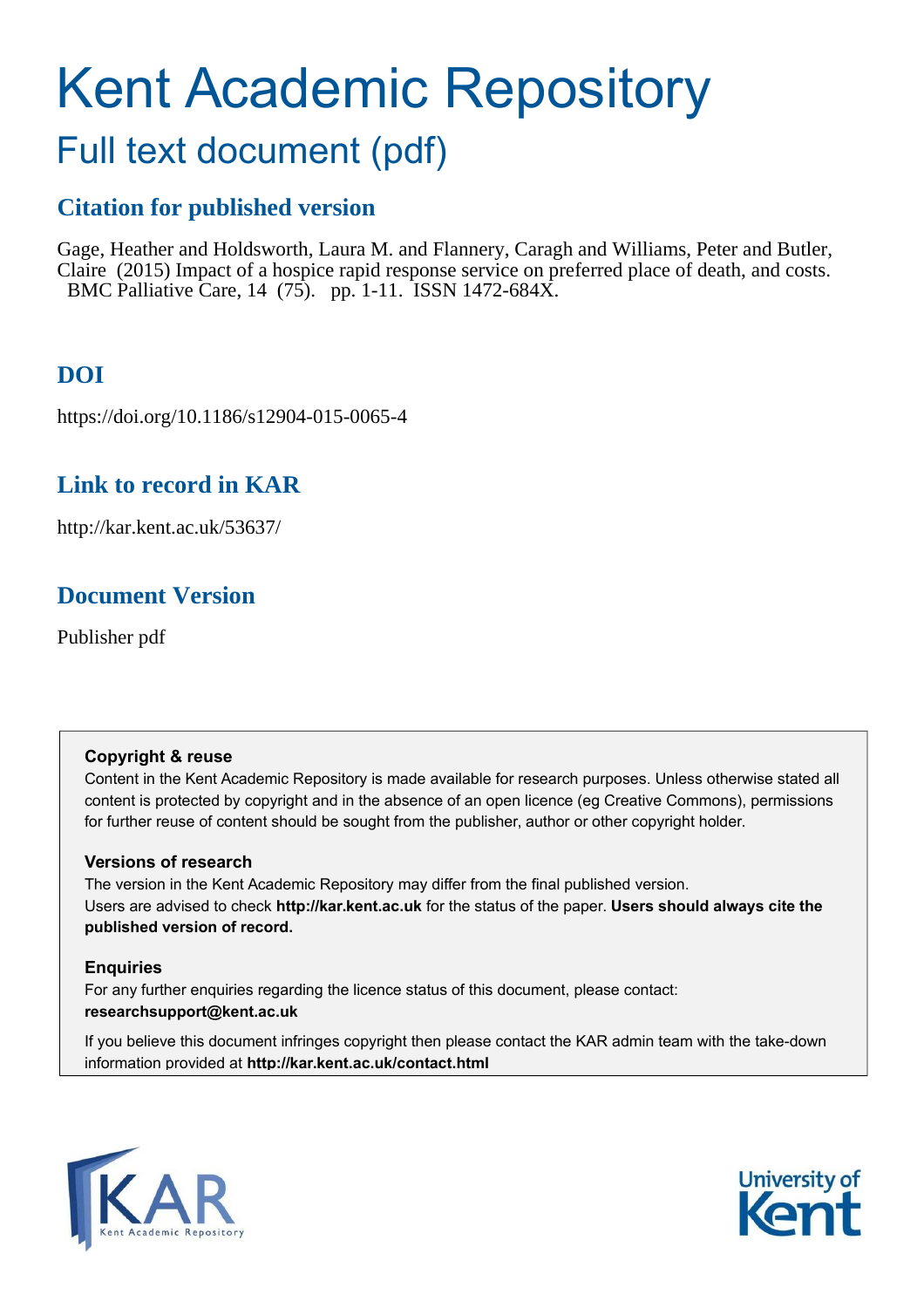# Kent Academic Repository

## Full text document (pdf)

### Citation for published version

Gage, Heather and Holdsworth, Laura M. and Flannery, Caragh and Williams, Peter and Butler, Claire (2015) Impact of a hospice rapid response service on preferred place of death, and costs. BMC Palliative Care, 14 (75). pp. 1-11. ISSN 1472-684X.

### DOI

https://doi.org/10.1186/s12904-015-0065-4

### Link to record in KAR

http://kar.kent.ac.uk/53637/

### Document Version

Publisher pdf

**Copyright & reuse**

Content in the Kent Academic Repository is made available for research purposes. Unless otherwise stated all content is protected by copyright and in the absence of an open licence (eg Creative Commons), permissions for further reuse of content should be sought from the publisher, author or other copyright holder.

**Versions of research**

The version in the Kent Academic Repository may differ from the final published version. Users are advised to check **http://kar.kent.ac.uk** for the status of the paper. **Users should always cite the published version of record.**

**Enquiries**

For any further enquiries regarding the licence status of this document, please contact: **researchsupport@kent.ac.uk**

If you believe this document infringes copyright then please contact the KAR admin team with the take-down information provided at **http://kar.kent.ac.uk/contact.html**

KAR Kent Academic Repository

University of Kent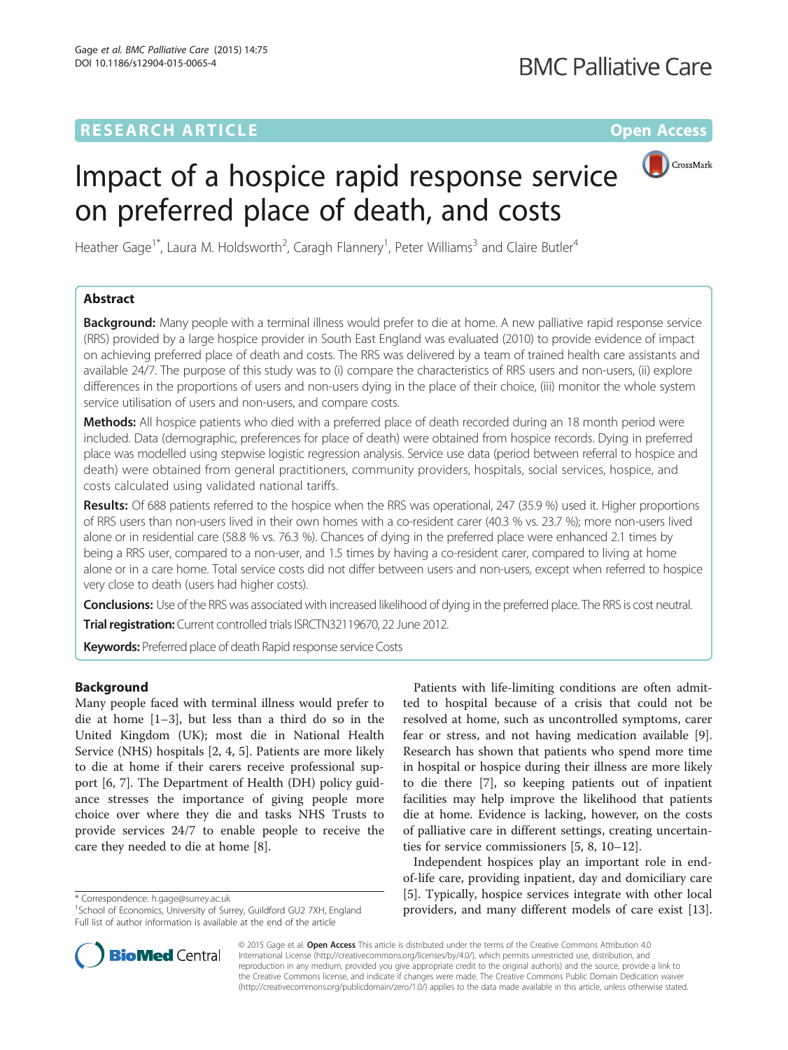# Impact of a hospice rapid response service on preferred place of death, and costs

Heather Gage[1*], Laura M. Holdsworth[2], Caragh Flannery[1], Peter Williams[3] and Claire Butler[4]

## Abstract

**Background:** Many people with a terminal illness would prefer to die at home. A new palliative rapid response service (RRS) provided by a large hospice provider in South East England was evaluated (2010) to provide evidence of impact on achieving preferred place of death and costs. The RRS was delivered by a team of trained health care assistants and available 24/7. The purpose of this study was to (i) compare the characteristics of RRS users and non-users, (ii) explore differences in the proportions of users and non-users dying in the place of their choice, (iii) monitor the whole system service utilisation of users and non-users, and compare costs.

**Methods:** All hospice patients who died with a preferred place of death recorded during an 18 month period were included. Data (demographic, preferences for place of death) were obtained from hospice records. Dying in preferred place was modelled using stepwise logistic regression analysis. Service use data (period between referral to hospice and death) were obtained from general practitioners, community providers, hospitals, social services, hospice, and costs calculated using validated national tariffs.

**Results:** Of 688 patients referred to the hospice when the RRS was operational, 247 (35.9 %) used it. Higher proportions of RRS users than non-users lived in their own homes with a co-resident carer (40.3 % vs. 23.7 %); more non-users lived alone or in residential care (58.8 % vs. 76.3 %). Chances of dying in the preferred place were enhanced 2.1 times by being a RRS user, compared to a non-user, and 1.5 times by having a co-resident carer, compared to living at home alone or in a care home. Total service costs did not differ between users and non-users, except when referred to hospice very close to death (users had higher costs).

**Conclusions:** Use of the RRS was associated with increased likelihood of dying in the preferred place. The RRS is cost neutral.

**Trial registration:** Current controlled trials ISRCTN32119670, 22 June 2012.

**Keywords:** Preferred place of death Rapid response service Costs

## Background

Many people faced with terminal illness would prefer to die at home [1–3], but less than a third do so in the United Kingdom (UK); most die in National Health Service (NHS) hospitals [2, 4, 5]. Patients are more likely to die at home if their carers receive professional support [6, 7]. The Department of Health (DH) policy guidance stresses the importance of giving people more choice over where they die and tasks NHS Trusts to provide services 24/7 to enable people to receive the care they needed to die at home [8].

Patients with life-limiting conditions are often admitted to hospital because of a crisis that could not be resolved at home, such as uncontrolled symptoms, carer fear or stress, and not having medication available [9]. Research has shown that patients who spend more time in hospital or hospice during their illness are more likely to die there [7], so keeping patients out of inpatient facilities may help improve the likelihood that patients die at home. Evidence is lacking, however, on the costs of palliative care in different settings, creating uncertainties for service commissioners [5, 8, 10–12].

Independent hospices play an important role in end-of-life care, providing inpatient, day and domiciliary care [5]. Typically, hospice services integrate with other local providers, and many different models of care exist [13].

\* Correspondence: h.gage@surrey.ac.uk
[1]School of Economics, University of Surrey, Guildford GU2 7XH, England
Full list of author information is available at the end of the article

© 2015 Gage et al. **Open Access** This article is distributed under the terms of the Creative Commons Attribution 4.0 International License (http://creativecommons.org/licenses/by/4.0/), which permits unrestricted use, distribution, and reproduction in any medium, provided you give appropriate credit to the original author(s) and the source, provide a link to the Creative Commons license, and indicate if changes were made. The Creative Commons Public Domain Dedication waiver (http://creativecommons.org/publicdomain/zero/1.0/) applies to the data made available in this article, unless otherwise stated.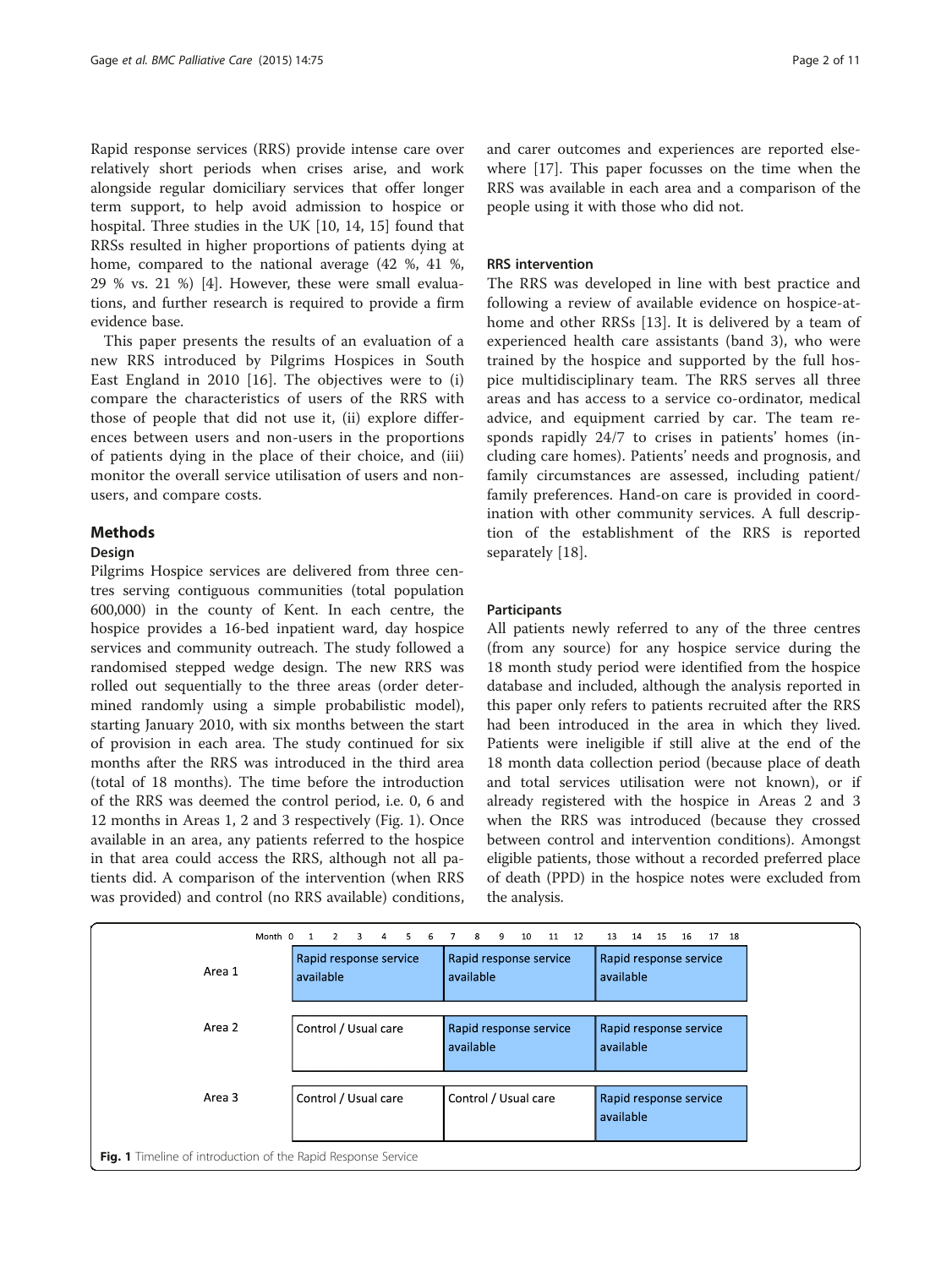Rapid response services (RRS) provide intense care over relatively short periods when crises arise, and work alongside regular domiciliary services that offer longer term support, to help avoid admission to hospice or hospital. Three studies in the UK [10, 14, 15] found that RRSs resulted in higher proportions of patients dying at home, compared to the national average (42 %, 41 %, 29 % vs. 21 %) [4]. However, these were small evaluations, and further research is required to provide a firm evidence base.

This paper presents the results of an evaluation of a new RRS introduced by Pilgrims Hospices in South East England in 2010 [16]. The objectives were to (i) compare the characteristics of users of the RRS with those of people that did not use it, (ii) explore differences between users and non-users in the proportions of patients dying in the place of their choice, and (iii) monitor the overall service utilisation of users and non-users, and compare costs.

## Methods

### Design

Pilgrims Hospice services are delivered from three centres serving contiguous communities (total population 600,000) in the county of Kent. In each centre, the hospice provides a 16-bed inpatient ward, day hospice services and community outreach. The study followed a randomised stepped wedge design. The new RRS was rolled out sequentially to the three areas (order determined randomly using a simple probabilistic model), starting January 2010, with six months between the start of provision in each area. The study continued for six months after the RRS was introduced in the third area (total of 18 months). The time before the introduction of the RRS was deemed the control period, i.e. 0, 6 and 12 months in Areas 1, 2 and 3 respectively (Fig. 1). Once available in an area, any patients referred to the hospice in that area could access the RRS, although not all patients did. A comparison of the intervention (when RRS was provided) and control (no RRS available) conditions, and carer outcomes and experiences are reported elsewhere [17]. This paper focusses on the time when the RRS was available in each area and a comparison of the people using it with those who did not.

### RRS intervention

The RRS was developed in line with best practice and following a review of available evidence on hospice-at-home and other RRSs [13]. It is delivered by a team of experienced health care assistants (band 3), who were trained by the hospice and supported by the full hospice multidisciplinary team. The RRS serves all three areas and has access to a service co-ordinator, medical advice, and equipment carried by car. The team responds rapidly 24/7 to crises in patients' homes (including care homes). Patients' needs and prognosis, and family circumstances are assessed, including patient/family preferences. Hand-on care is provided in coordination with other community services. A full description of the establishment of the RRS is reported separately [18].

### Participants

All patients newly referred to any of the three centres (from any source) for any hospice service during the 18 month study period were identified from the hospice database and included, although the analysis reported in this paper only refers to patients recruited after the RRS had been introduced in the area in which they lived. Patients were ineligible if still alive at the end of the 18 month data collection period (because place of death and total services utilisation were not known), or if already registered with the hospice in Areas 2 and 3 when the RRS was introduced (because they crossed between control and intervention conditions). Amongst eligible patients, those without a recorded preferred place of death (PPD) in the hospice notes were excluded from the analysis.

| Month | 0–6 | 7–12 | 13–18 |
|---|---|---|---|
| Area 1 | Rapid response service available | Rapid response service available | Rapid response service available |
| Area 2 | Control / Usual care | Rapid response service available | Rapid response service available |
| Area 3 | Control / Usual care | Control / Usual care | Rapid response service available |

**Fig. 1** Timeline of introduction of the Rapid Response Service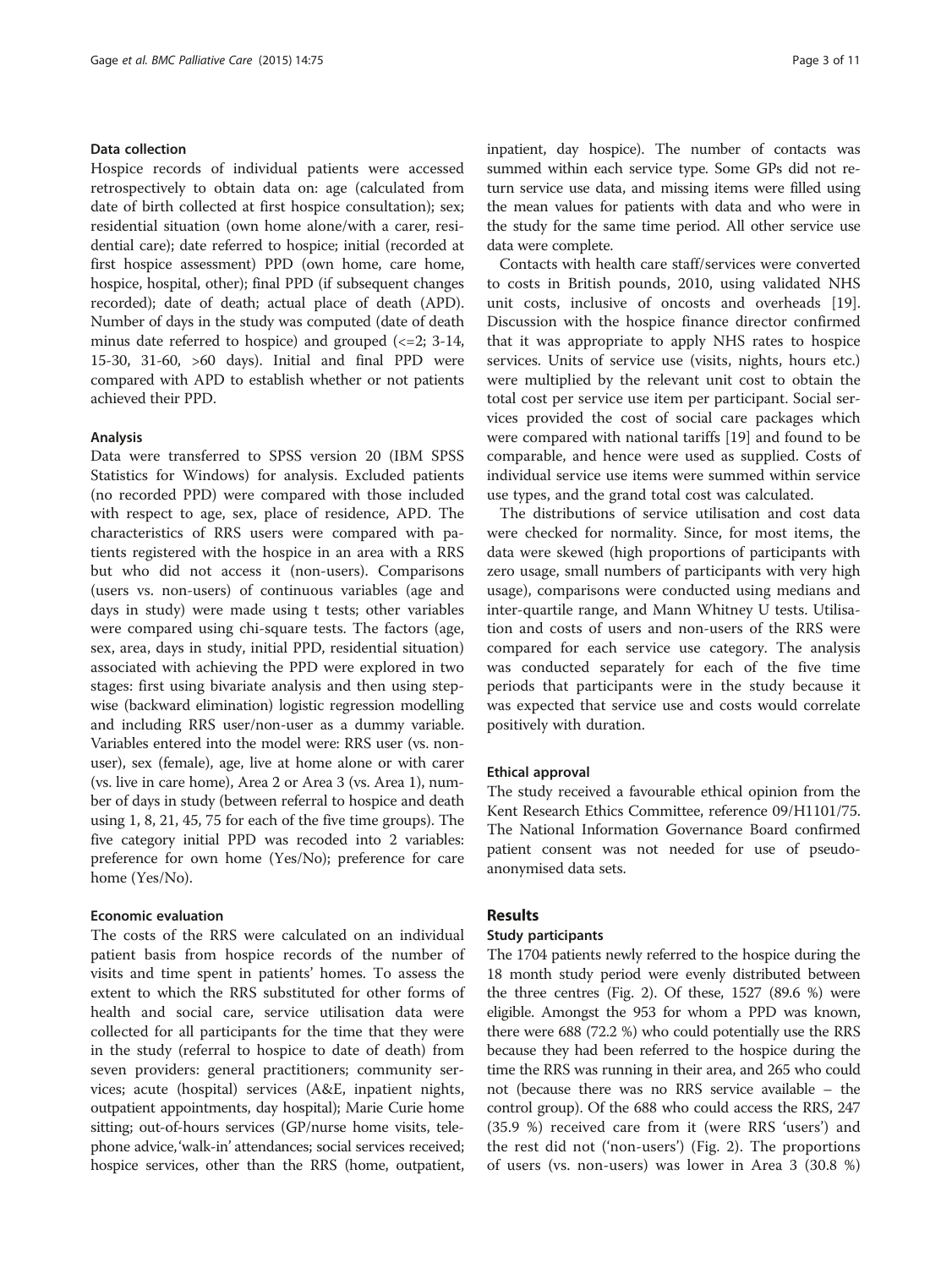#### Data collection

Hospice records of individual patients were accessed retrospectively to obtain data on: age (calculated from date of birth collected at first hospice consultation); sex; residential situation (own home alone/with a carer, residential care); date referred to hospice; initial (recorded at first hospice assessment) PPD (own home, care home, hospice, hospital, other); final PPD (if subsequent changes recorded); date of death; actual place of death (APD). Number of days in the study was computed (date of death minus date referred to hospice) and grouped (<=2; 3-14, 15-30, 31-60, >60 days). Initial and final PPD were compared with APD to establish whether or not patients achieved their PPD.

#### Analysis

Data were transferred to SPSS version 20 (IBM SPSS Statistics for Windows) for analysis. Excluded patients (no recorded PPD) were compared with those included with respect to age, sex, place of residence, APD. The characteristics of RRS users were compared with patients registered with the hospice in an area with a RRS but who did not access it (non-users). Comparisons (users vs. non-users) of continuous variables (age and days in study) were made using t tests; other variables were compared using chi-square tests. The factors (age, sex, area, days in study, initial PPD, residential situation) associated with achieving the PPD were explored in two stages: first using bivariate analysis and then using stepwise (backward elimination) logistic regression modelling and including RRS user/non-user as a dummy variable. Variables entered into the model were: RRS user (vs. non-user), sex (female), age, live at home alone or with carer (vs. live in care home), Area 2 or Area 3 (vs. Area 1), number of days in study (between referral to hospice and death using 1, 8, 21, 45, 75 for each of the five time groups). The five category initial PPD was recoded into 2 variables: preference for own home (Yes/No); preference for care home (Yes/No).

#### Economic evaluation

The costs of the RRS were calculated on an individual patient basis from hospice records of the number of visits and time spent in patients' homes. To assess the extent to which the RRS substituted for other forms of health and social care, service utilisation data were collected for all participants for the time that they were in the study (referral to hospice to date of death) from seven providers: general practitioners; community services; acute (hospital) services (A&E, inpatient nights, outpatient appointments, day hospital); Marie Curie home sitting; out-of-hours services (GP/nurse home visits, telephone advice,'walk-in' attendances; social services received; hospice services, other than the RRS (home, outpatient, inpatient, day hospice). The number of contacts was summed within each service type. Some GPs did not return service use data, and missing items were filled using the mean values for patients with data and who were in the study for the same time period. All other service use data were complete.

Contacts with health care staff/services were converted to costs in British pounds, 2010, using validated NHS unit costs, inclusive of oncosts and overheads [19]. Discussion with the hospice finance director confirmed that it was appropriate to apply NHS rates to hospice services. Units of service use (visits, nights, hours etc.) were multiplied by the relevant unit cost to obtain the total cost per service use item per participant. Social services provided the cost of social care packages which were compared with national tariffs [19] and found to be comparable, and hence were used as supplied. Costs of individual service use items were summed within service use types, and the grand total cost was calculated.

The distributions of service utilisation and cost data were checked for normality. Since, for most items, the data were skewed (high proportions of participants with zero usage, small numbers of participants with very high usage), comparisons were conducted using medians and inter-quartile range, and Mann Whitney U tests. Utilisation and costs of users and non-users of the RRS were compared for each service use category. The analysis was conducted separately for each of the five time periods that participants were in the study because it was expected that service use and costs would correlate positively with duration.

#### Ethical approval

The study received a favourable ethical opinion from the Kent Research Ethics Committee, reference 09/H1101/75. The National Information Governance Board confirmed patient consent was not needed for use of pseudo-anonymised data sets.

## Results

#### Study participants

The 1704 patients newly referred to the hospice during the 18 month study period were evenly distributed between the three centres (Fig. 2). Of these, 1527 (89.6 %) were eligible. Amongst the 953 for whom a PPD was known, there were 688 (72.2 %) who could potentially use the RRS because they had been referred to the hospice during the time the RRS was running in their area, and 265 who could not (because there was no RRS service available – the control group). Of the 688 who could access the RRS, 247 (35.9 %) received care from it (were RRS 'users') and the rest did not ('non-users') (Fig. 2). The proportions of users (vs. non-users) was lower in Area 3 (30.8 %)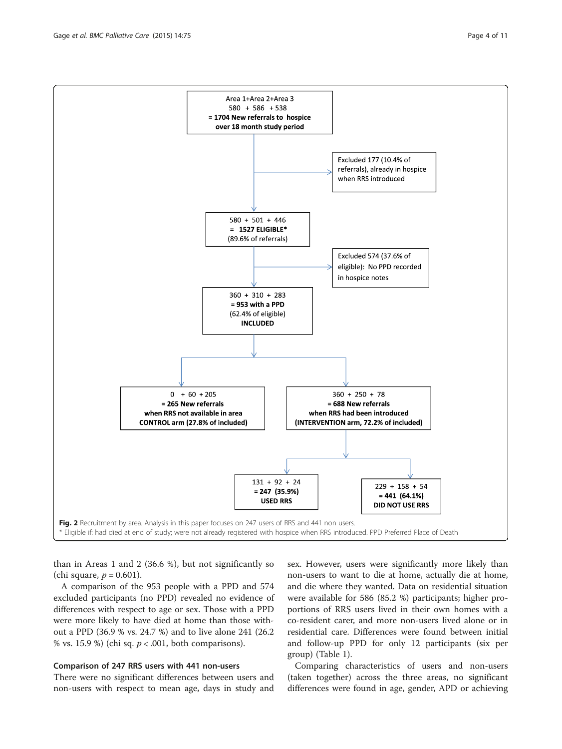Area 1+Area 2+Area 3
580 + 586 + 538
**= 1704 New referrals to hospice over 18 month study period**

Excluded 177 (10.4% of referrals), already in hospice when RRS introduced

580 + 501 + 446
**= 1527 ELIGIBLE***
(89.6% of referrals)

Excluded 574 (37.6% of eligible): No PPD recorded in hospice notes

360 + 310 + 283
**= 953 with a PPD**
(62.4% of eligible)
**INCLUDED**

0 + 60 + 205
**= 265 New referrals when RRS not available in area CONTROL arm (27.8% of included)**

360 + 250 + 78
**= 688 New referrals when RRS had been introduced (INTERVENTION arm, 72.2% of included)**

131 + 92 + 24
**= 247 (35.9%) USED RRS**

229 + 158 + 54
**= 441 (64.1%) DID NOT USE RRS**

**Fig. 2** Recruitment by area. Analysis in this paper focuses on 247 users of RRS and 441 non users.
\* Eligible if: had died at end of study; were not already registered with hospice when RRS introduced. PPD Preferred Place of Death

than in Areas 1 and 2 (36.6 %), but not significantly so (chi square, $p = 0.601$).

A comparison of the 953 people with a PPD and 574 excluded participants (no PPD) revealed no evidence of differences with respect to age or sex. Those with a PPD were more likely to have died at home than those without a PPD (36.9 % vs. 24.7 %) and to live alone 241 (26.2 % vs. 15.9 %) (chi sq. $p < .001$, both comparisons).

### Comparison of 247 RRS users with 441 non-users

There were no significant differences between users and non-users with respect to mean age, days in study and sex. However, users were significantly more likely than non-users to want to die at home, actually die at home, and die where they wanted. Data on residential situation were available for 586 (85.2 %) participants; higher proportions of RRS users lived in their own homes with a co-resident carer, and more non-users lived alone or in residential care. Differences were found between initial and follow-up PPD for only 12 participants (six per group) (Table 1).

Comparing characteristics of users and non-users (taken together) across the three areas, no significant differences were found in age, gender, APD or achieving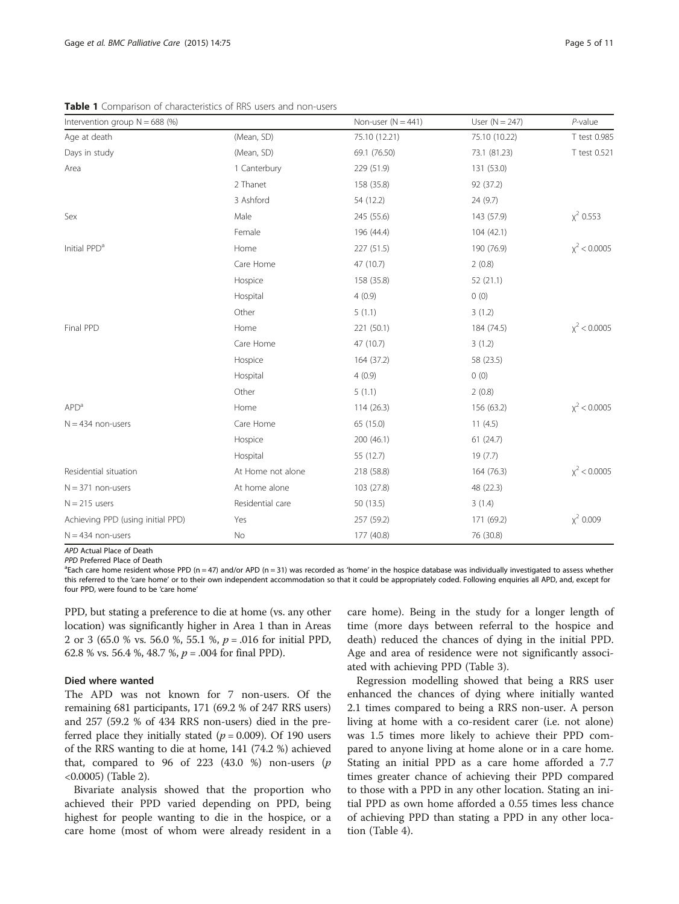**Table 1** Comparison of characteristics of RRS users and non-users

| Intervention group N = 688 (%) | | Non-user (N = 441) | User (N = 247) | *P*-value |
|---|---|---|---|---|
| Age at death | (Mean, SD) | 75.10 (12.21) | 75.10 (10.22) | T test 0.985 |
| Days in study | (Mean, SD) | 69.1 (76.50) | 73.1 (81.23) | T test 0.521 |
| Area | 1 Canterbury | 229 (51.9) | 131 (53.0) | |
| | 2 Thanet | 158 (35.8) | 92 (37.2) | |
| | 3 Ashford | 54 (12.2) | 24 (9.7) | |
| Sex | Male | 245 (55.6) | 143 (57.9) | $\chi^2$ 0.553 |
| | Female | 196 (44.4) | 104 (42.1) | |
| Initial PPD[a] | Home | 227 (51.5) | 190 (76.9) | $\chi^2 < 0.0005$ |
| | Care Home | 47 (10.7) | 2 (0.8) | |
| | Hospice | 158 (35.8) | 52 (21.1) | |
| | Hospital | 4 (0.9) | 0 (0) | |
| | Other | 5 (1.1) | 3 (1.2) | |
| Final PPD | Home | 221 (50.1) | 184 (74.5) | $\chi^2 < 0.0005$ |
| | Care Home | 47 (10.7) | 3 (1.2) | |
| | Hospice | 164 (37.2) | 58 (23.5) | |
| | Hospital | 4 (0.9) | 0 (0) | |
| | Other | 5 (1.1) | 2 (0.8) | |
| APD[a] | Home | 114 (26.3) | 156 (63.2) | $\chi^2 < 0.0005$ |
| N = 434 non-users | Care Home | 65 (15.0) | 11 (4.5) | |
| | Hospice | 200 (46.1) | 61 (24.7) | |
| | Hospital | 55 (12.7) | 19 (7.7) | |
| Residential situation | At Home not alone | 218 (58.8) | 164 (76.3) | $\chi^2 < 0.0005$ |
| N = 371 non-users | At home alone | 103 (27.8) | 48 (22.3) | |
| N = 215 users | Residential care | 50 (13.5) | 3 (1.4) | |
| Achieving PPD (using initial PPD) | Yes | 257 (59.2) | 171 (69.2) | $\chi^2$ 0.009 |
| N = 434 non-users | No | 177 (40.8) | 76 (30.8) | |

*APD* Actual Place of Death
*PPD* Preferred Place of Death
[a]Each care home resident whose PPD (n = 47) and/or APD (n = 31) was recorded as 'home' in the hospice database was individually investigated to assess whether this referred to the 'care home' or to their own independent accommodation so that it could be appropriately coded. Following enquiries all APD, and, except for four PPD, were found to be 'care home'

PPD, but stating a preference to die at home (vs. any other location) was significantly higher in Area 1 than in Areas 2 or 3 (65.0 % vs. 56.0 %, 55.1 %, $p = .016$ for initial PPD, 62.8 % vs. 56.4 %, 48.7 %, $p = .004$ for final PPD).

### Died where wanted

The APD was not known for 7 non-users. Of the remaining 681 participants, 171 (69.2 % of 247 RRS users) and 257 (59.2 % of 434 RRS non-users) died in the preferred place they initially stated ($p = 0.009$). Of 190 users of the RRS wanting to die at home, 141 (74.2 %) achieved that, compared to 96 of 223 (43.0 %) non-users ($p < 0.0005$) (Table 2).

Bivariate analysis showed that the proportion who achieved their PPD varied depending on PPD, being highest for people wanting to die in the hospice, or a care home (most of whom were already resident in a care home). Being in the study for a longer length of time (more days between referral to the hospice and death) reduced the chances of dying in the initial PPD. Age and area of residence were not significantly associated with achieving PPD (Table 3).

Regression modelling showed that being a RRS user enhanced the chances of dying where initially wanted 2.1 times compared to being a RRS non-user. A person living at home with a co-resident carer (i.e. not alone) was 1.5 times more likely to achieve their PPD compared to anyone living at home alone or in a care home. Stating an initial PPD as a care home afforded a 7.7 times greater chance of achieving their PPD compared to those with a PPD in any other location. Stating an initial PPD as own home afforded a 0.55 times less chance of achieving PPD than stating a PPD in any other location (Table 4).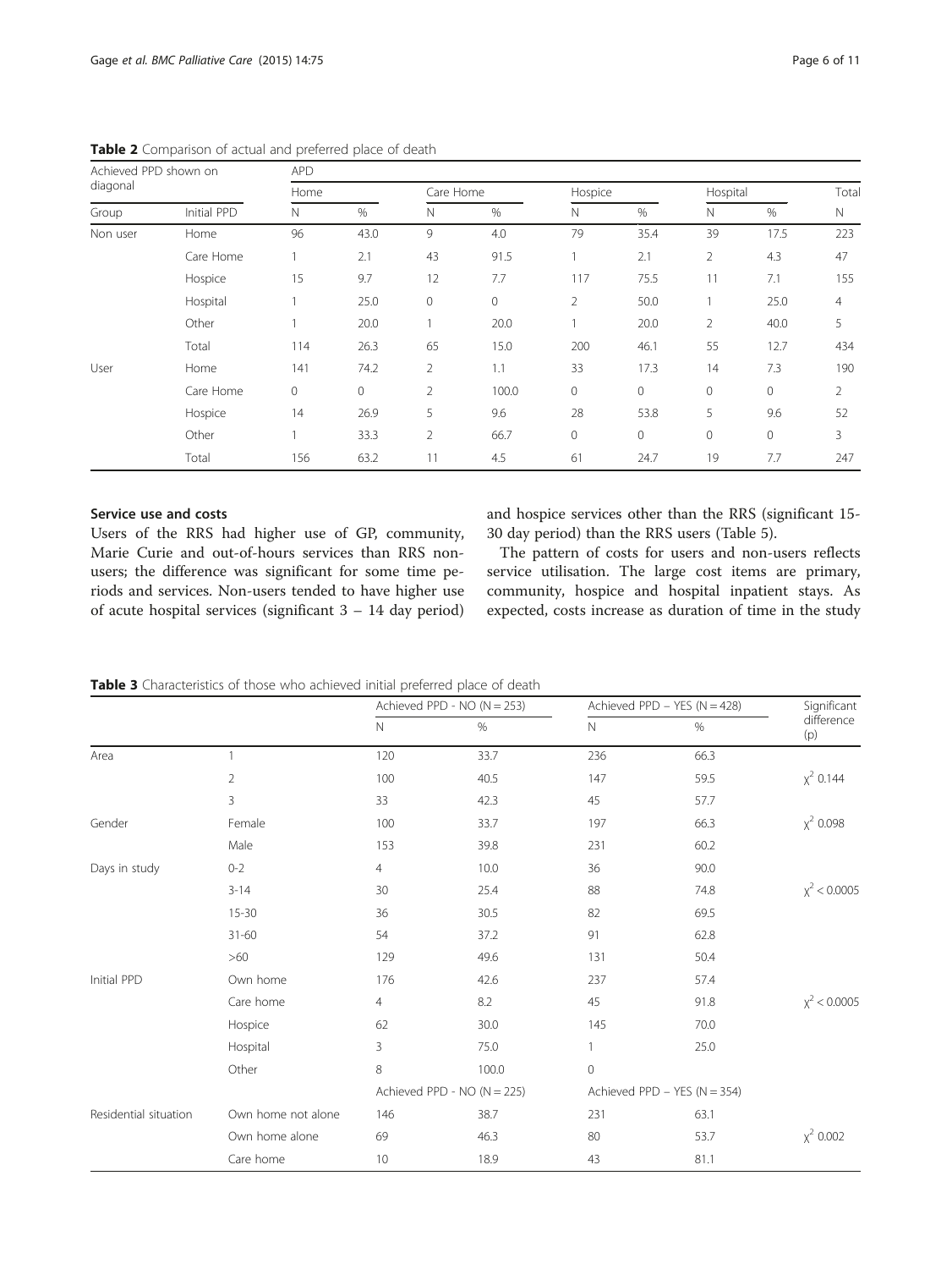**Table 2** Comparison of actual and preferred place of death

| Achieved PPD shown on diagonal | | APD | | | | | | | | |
|---|---|---|---|---|---|---|---|---|---|---|
| | | Home | | Care Home | | Hospice | | Hospital | | Total |
| Group | Initial PPD | N | % | N | % | N | % | N | % | N |
| Non user | Home | 96 | 43.0 | 9 | 4.0 | 79 | 35.4 | 39 | 17.5 | 223 |
| | Care Home | 1 | 2.1 | 43 | 91.5 | 1 | 2.1 | 2 | 4.3 | 47 |
| | Hospice | 15 | 9.7 | 12 | 7.7 | 117 | 75.5 | 11 | 7.1 | 155 |
| | Hospital | 1 | 25.0 | 0 | 0 | 2 | 50.0 | 1 | 25.0 | 4 |
| | Other | 1 | 20.0 | 1 | 20.0 | 1 | 20.0 | 2 | 40.0 | 5 |
| | Total | 114 | 26.3 | 65 | 15.0 | 200 | 46.1 | 55 | 12.7 | 434 |
| User | Home | 141 | 74.2 | 2 | 1.1 | 33 | 17.3 | 14 | 7.3 | 190 |
| | Care Home | 0 | 0 | 2 | 100.0 | 0 | 0 | 0 | 0 | 2 |
| | Hospice | 14 | 26.9 | 5 | 9.6 | 28 | 53.8 | 5 | 9.6 | 52 |
| | Other | 1 | 33.3 | 2 | 66.7 | 0 | 0 | 0 | 0 | 3 |
| | Total | 156 | 63.2 | 11 | 4.5 | 61 | 24.7 | 19 | 7.7 | 247 |

### Service use and costs

Users of the RRS had higher use of GP, community, Marie Curie and out-of-hours services than RRS non-users; the difference was significant for some time periods and services. Non-users tended to have higher use of acute hospital services (significant 3 – 14 day period) and hospice services other than the RRS (significant 15-30 day period) than the RRS users (Table 5).

The pattern of costs for users and non-users reflects service utilisation. The large cost items are primary, community, hospice and hospital inpatient stays. As expected, costs increase as duration of time in the study

**Table 3** Characteristics of those who achieved initial preferred place of death

| | | Achieved PPD - NO (N = 253) | | Achieved PPD – YES (N = 428) | | Significant difference (p) |
|---|---|---|---|---|---|---|
| | | N | % | N | % | |
| Area | 1 | 120 | 33.7 | 236 | 66.3 | |
| | 2 | 100 | 40.5 | 147 | 59.5 | $\chi^2$ 0.144 |
| | 3 | 33 | 42.3 | 45 | 57.7 | |
| Gender | Female | 100 | 33.7 | 197 | 66.3 | $\chi^2$ 0.098 |
| | Male | 153 | 39.8 | 231 | 60.2 | |
| Days in study | 0-2 | 4 | 10.0 | 36 | 90.0 | |
| | 3-14 | 30 | 25.4 | 88 | 74.8 | $\chi^2 < 0.0005$ |
| | 15-30 | 36 | 30.5 | 82 | 69.5 | |
| | 31-60 | 54 | 37.2 | 91 | 62.8 | |
| | >60 | 129 | 49.6 | 131 | 50.4 | |
| Initial PPD | Own home | 176 | 42.6 | 237 | 57.4 | |
| | Care home | 4 | 8.2 | 45 | 91.8 | $\chi^2 < 0.0005$ |
| | Hospice | 62 | 30.0 | 145 | 70.0 | |
| | Hospital | 3 | 75.0 | 1 | 25.0 | |
| | Other | 8 | 100.0 | 0 | | |
| | | Achieved PPD - NO (N = 225) | | Achieved PPD – YES (N = 354) | | |
| Residential situation | Own home not alone | 146 | 38.7 | 231 | 63.1 | |
| | Own home alone | 69 | 46.3 | 80 | 53.7 | $\chi^2$ 0.002 |
| | Care home | 10 | 18.9 | 43 | 81.1 | |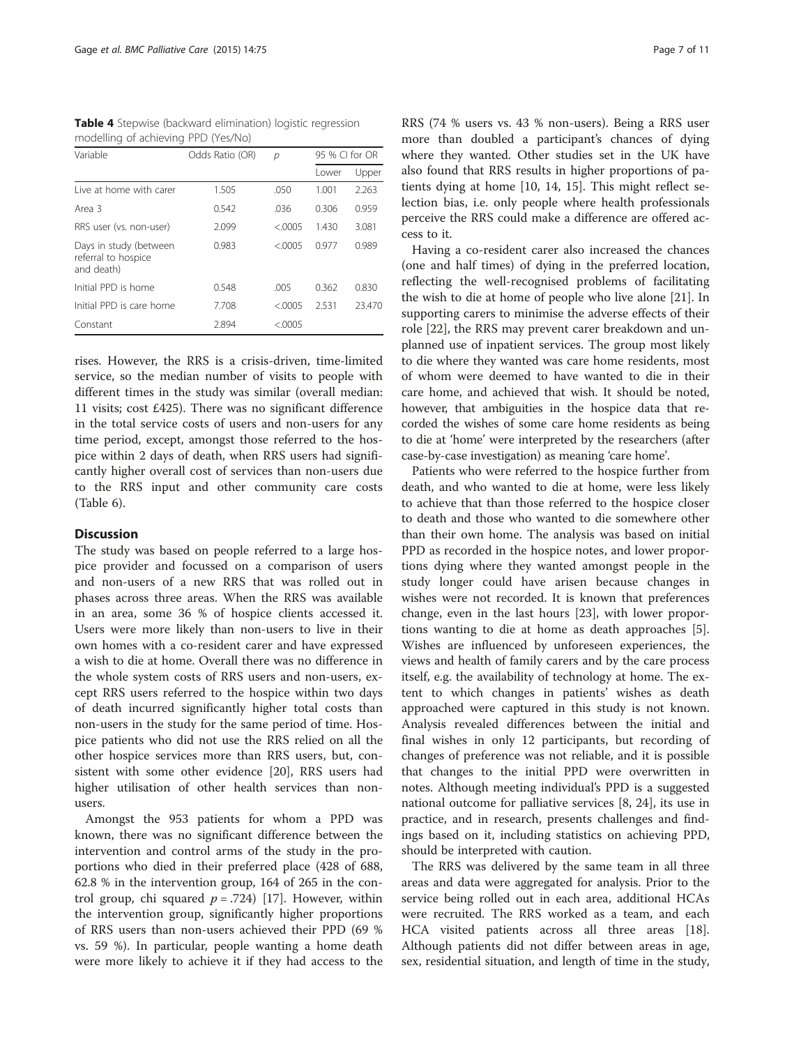**Table 4** Stepwise (backward elimination) logistic regression modelling of achieving PPD (Yes/No)

| Variable | Odds Ratio (OR) | p | 95 % CI for OR | |
|---|---|---|---|---|
| | | | Lower | Upper |
| Live at home with carer | 1.505 | .050 | 1.001 | 2.263 |
| Area 3 | 0.542 | .036 | 0.306 | 0.959 |
| RRS user (vs. non-user) | 2.099 | <.0005 | 1.430 | 3.081 |
| Days in study (between referral to hospice and death) | 0.983 | <.0005 | 0.977 | 0.989 |
| Initial PPD is home | 0.548 | .005 | 0.362 | 0.830 |
| Initial PPD is care home | 7.708 | <.0005 | 2.531 | 23.470 |
| Constant | 2.894 | <.0005 | | |

rises. However, the RRS is a crisis-driven, time-limited service, so the median number of visits to people with different times in the study was similar (overall median: 11 visits; cost £425). There was no significant difference in the total service costs of users and non-users for any time period, except, amongst those referred to the hospice within 2 days of death, when RRS users had significantly higher overall cost of services than non-users due to the RRS input and other community care costs (Table 6).

## Discussion

The study was based on people referred to a large hospice provider and focussed on a comparison of users and non-users of a new RRS that was rolled out in phases across three areas. When the RRS was available in an area, some 36 % of hospice clients accessed it. Users were more likely than non-users to live in their own homes with a co-resident carer and have expressed a wish to die at home. Overall there was no difference in the whole system costs of RRS users and non-users, except RRS users referred to the hospice within two days of death incurred significantly higher total costs than non-users in the study for the same period of time. Hospice patients who did not use the RRS relied on all the other hospice services more than RRS users, but, consistent with some other evidence [20], RRS users had higher utilisation of other health services than non-users.

Amongst the 953 patients for whom a PPD was known, there was no significant difference between the intervention and control arms of the study in the proportions who died in their preferred place (428 of 688, 62.8 % in the intervention group, 164 of 265 in the control group, chi squared $p = .724$) [17]. However, within the intervention group, significantly higher proportions of RRS users than non-users achieved their PPD (69 % vs. 59 %). In particular, people wanting a home death were more likely to achieve it if they had access to the RRS (74 % users vs. 43 % non-users). Being a RRS user more than doubled a participant's chances of dying where they wanted. Other studies set in the UK have also found that RRS results in higher proportions of patients dying at home [10, 14, 15]. This might reflect selection bias, i.e. only people where health professionals perceive the RRS could make a difference are offered access to it.

Having a co-resident carer also increased the chances (one and half times) of dying in the preferred location, reflecting the well-recognised problems of facilitating the wish to die at home of people who live alone [21]. In supporting carers to minimise the adverse effects of their role [22], the RRS may prevent carer breakdown and unplanned use of inpatient services. The group most likely to die where they wanted was care home residents, most of whom were deemed to have wanted to die in their care home, and achieved that wish. It should be noted, however, that ambiguities in the hospice data that recorded the wishes of some care home residents as being to die at 'home' were interpreted by the researchers (after case-by-case investigation) as meaning 'care home'.

Patients who were referred to the hospice further from death, and who wanted to die at home, were less likely to achieve that than those referred to the hospice closer to death and those who wanted to die somewhere other than their own home. The analysis was based on initial PPD as recorded in the hospice notes, and lower proportions dying where they wanted amongst people in the study longer could have arisen because changes in wishes were not recorded. It is known that preferences change, even in the last hours [23], with lower proportions wanting to die at home as death approaches [5]. Wishes are influenced by unforeseen experiences, the views and health of family carers and by the care process itself, e.g. the availability of technology at home. The extent to which changes in patients' wishes as death approached were captured in this study is not known. Analysis revealed differences between the initial and final wishes in only 12 participants, but recording of changes of preference was not reliable, and it is possible that changes to the initial PPD were overwritten in notes. Although meeting individual's PPD is a suggested national outcome for palliative services [8, 24], its use in practice, and in research, presents challenges and findings based on it, including statistics on achieving PPD, should be interpreted with caution.

The RRS was delivered by the same team in all three areas and data were aggregated for analysis. Prior to the service being rolled out in each area, additional HCAs were recruited. The RRS worked as a team, and each HCA visited patients across all three areas [18]. Although patients did not differ between areas in age, sex, residential situation, and length of time in the study,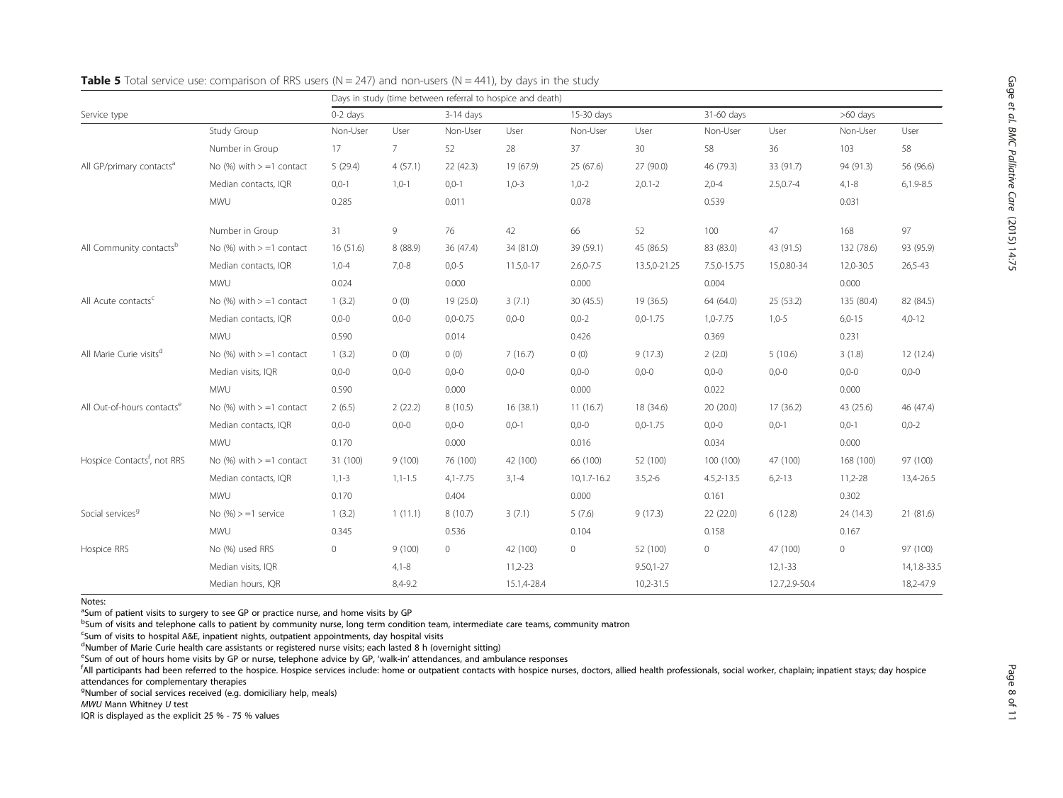**Table 5** Total service use: comparison of RRS users (N = 247) and non-users (N = 441), by days in the study

| Service type | | Days in study (time between referral to hospice and death) | | | | | | | | | |
|---|---|---|---|---|---|---|---|---|---|---|---|
| | | 0-2 days | | 3-14 days | | 15-30 days | | 31-60 days | | >60 days | |
| | Study Group | Non-User | User | Non-User | User | Non-User | User | Non-User | User | Non-User | User |
| | Number in Group | 17 | 7 | 52 | 28 | 37 | 30 | 58 | 36 | 103 | 58 |
| All GP/primary contacts[a] | No (%) with > =1 contact | 5 (29.4) | 4 (57.1) | 22 (42.3) | 19 (67.9) | 25 (67.6) | 27 (90.0) | 46 (79.3) | 33 (91.7) | 94 (91.3) | 56 (96.6) |
| | Median contacts, IQR | 0,0-1 | 1,0-1 | 0,0-1 | 1,0-3 | 1,0-2 | 2,0.1-2 | 2,0-4 | 2.5,0.7-4 | 4,1-8 | 6,1.9-8.5 |
| | MWU | 0.285 | | 0.011 | | 0.078 | | 0.539 | | 0.031 | |
| | Number in Group | 31 | 9 | 76 | 42 | 66 | 52 | 100 | 47 | 168 | 97 |
| All Community contacts[b] | No (%) with > =1 contact | 16 (51.6) | 8 (88.9) | 36 (47.4) | 34 (81.0) | 39 (59.1) | 45 (86.5) | 83 (83.0) | 43 (91.5) | 132 (78.6) | 93 (95.9) |
| | Median contacts, IQR | 1,0-4 | 7,0-8 | 0,0-5 | 11.5,0-17 | 2.6,0-7.5 | 13.5,0-21.25 | 7.5,0-15.75 | 15,0.80-34 | 12,0-30.5 | 26,5-43 |
| | MWU | 0.024 | | 0.000 | | 0.000 | | 0.004 | | 0.000 | |
| All Acute contacts[c] | No (%) with > =1 contact | 1 (3.2) | 0 (0) | 19 (25.0) | 3 (7.1) | 30 (45.5) | 19 (36.5) | 64 (64.0) | 25 (53.2) | 135 (80.4) | 82 (84.5) |
| | Median contacts, IQR | 0,0-0 | 0,0-0 | 0,0-0.75 | 0,0-0 | 0,0-2 | 0,0-1.75 | 1,0-7.75 | 1,0-5 | 6,0-15 | 4,0-12 |
| | MWU | 0.590 | | 0.014 | | 0.426 | | 0.369 | | 0.231 | |
| All Marie Curie visits[d] | No (%) with > =1 contact | 1 (3.2) | 0 (0) | 0 (0) | 7 (16.7) | 0 (0) | 9 (17.3) | 2 (2.0) | 5 (10.6) | 3 (1.8) | 12 (12.4) |
| | Median visits, IQR | 0,0-0 | 0,0-0 | 0,0-0 | 0,0-0 | 0,0-0 | 0,0-0 | 0,0-0 | 0,0-0 | 0,0-0 | 0,0-0 |
| | MWU | 0.590 | | 0.000 | | 0.000 | | 0.022 | | 0.000 | |
| All Out-of-hours contacts[e] | No (%) with > =1 contact | 2 (6.5) | 2 (22.2) | 8 (10.5) | 16 (38.1) | 11 (16.7) | 18 (34.6) | 20 (20.0) | 17 (36.2) | 43 (25.6) | 46 (47.4) |
| | Median contacts, IQR | 0,0-0 | 0,0-0 | 0,0-0 | 0,0-1 | 0,0-0 | 0,0-1.75 | 0,0-0 | 0,0-1 | 0,0-1 | 0,0-2 |
| | MWU | 0.170 | | 0.000 | | 0.016 | | 0.034 | | 0.000 | |
| Hospice Contacts[f], not RRS | No (%) with > =1 contact | 31 (100) | 9 (100) | 76 (100) | 42 (100) | 66 (100) | 52 (100) | 100 (100) | 47 (100) | 168 (100) | 97 (100) |
| | Median contacts, IQR | 1,1-3 | 1,1-1.5 | 4,1-7.75 | 3,1-4 | 10,1.7-16.2 | 3.5,2-6 | 4.5,2-13.5 | 6,2-13 | 11,2-28 | 13,4-26.5 |
| | MWU | 0.170 | | 0.404 | | 0.000 | | 0.161 | | 0.302 | |
| Social services[g] | No (%) > =1 service | 1 (3.2) | 1 (11.1) | 8 (10.7) | 3 (7.1) | 5 (7.6) | 9 (17.3) | 22 (22.0) | 6 (12.8) | 24 (14.3) | 21 (81.6) |
| | MWU | 0.345 | | 0.536 | | 0.104 | | 0.158 | | 0.167 | |
| Hospice RRS | No (%) used RRS | 0 | 9 (100) | 0 | 42 (100) | 0 | 52 (100) | 0 | 47 (100) | 0 | 97 (100) |
| | Median visits, IQR | | 4,1-8 | | 11,2-23 | | 9.50,1-27 | | 12,1-33 | | 14,1.8-33.5 |
| | Median hours, IQR | | 8,4-9.2 | | 15.1,4-28.4 | | 10,2-31.5 | | 12.7,2.9-50.4 | | 18,2-47.9 |

Notes:
[a]Sum of patient visits to surgery to see GP or practice nurse, and home visits by GP
[b]Sum of visits and telephone calls to patient by community nurse, long term condition team, intermediate care teams, community matron
[c]Sum of visits to hospital A&E, inpatient nights, outpatient appointments, day hospital visits
[d]Number of Marie Curie health care assistants or registered nurse visits; each lasted 8 h (overnight sitting)
[e]Sum of out of hours home visits by GP or nurse, telephone advice by GP, 'walk-in' attendances, and ambulance responses
[f]All participants had been referred to the hospice. Hospice services include: home or outpatient contacts with hospice nurses, doctors, allied health professionals, social worker, chaplain; inpatient stays; day hospice attendances for complementary therapies
[g]Number of social services received (e.g. domiciliary help, meals)
*MWU* Mann Whitney *U* test
IQR is displayed as the explicit 25 % - 75 % values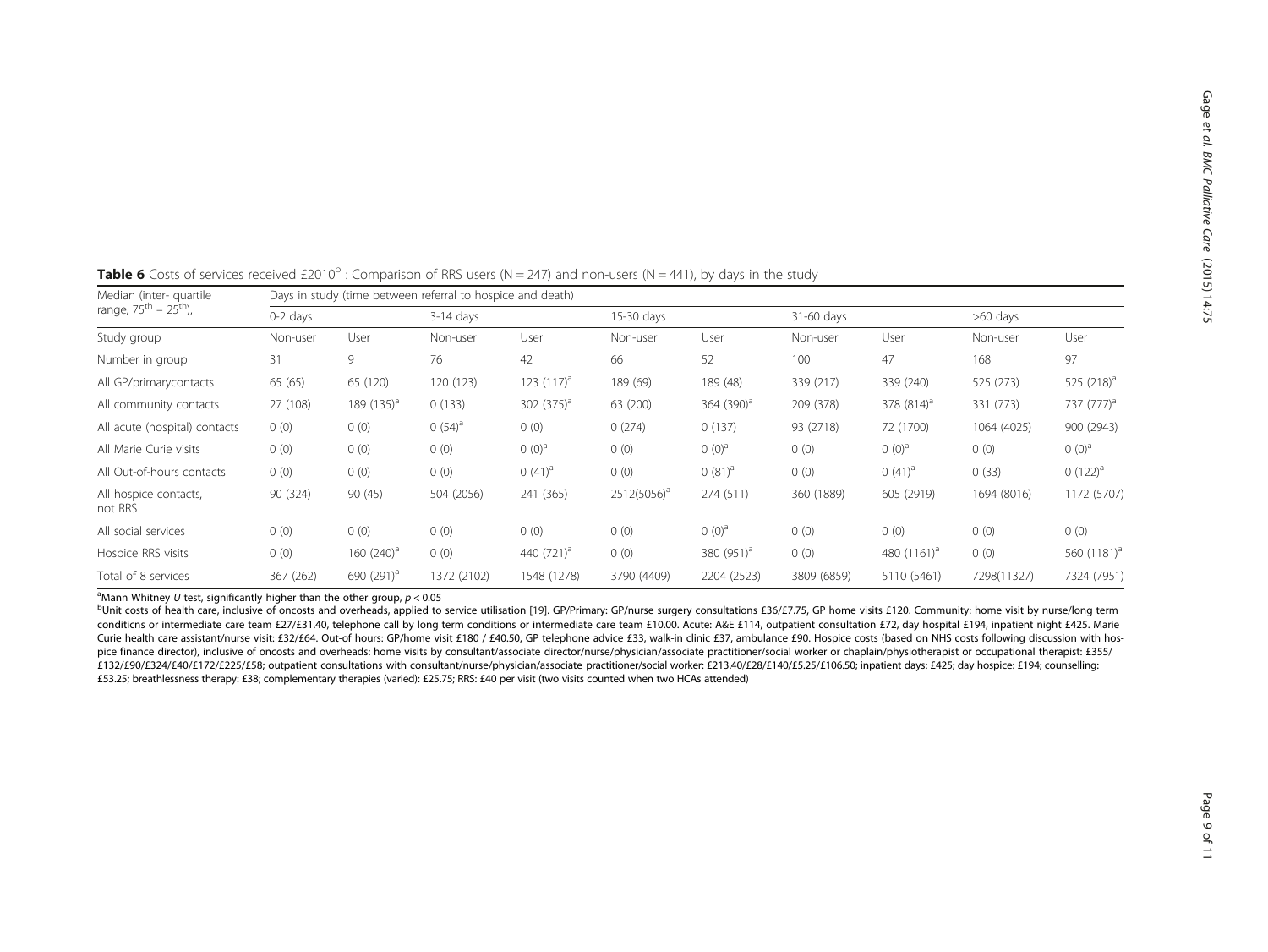**Table 6** Costs of services received £2010[b] : Comparison of RRS users (N = 247) and non-users (N = 441), by days in the study

| Median (inter- quartile range, 75[th] – 25[th]), | Days in study (time between referral to hospice and death) | | | | | | | | | |
|---|---|---|---|---|---|---|---|---|---|---|
| | 0-2 days | | 3-14 days | | 15-30 days | | 31-60 days | | >60 days | |
| Study group | Non-user | User | Non-user | User | Non-user | User | Non-user | User | Non-user | User |
| Number in group | 31 | 9 | 76 | 42 | 66 | 52 | 100 | 47 | 168 | 97 |
| All GP/primarycontacts | 65 (65) | 65 (120) | 120 (123) | 123 (117)[a] | 189 (69) | 189 (48) | 339 (217) | 339 (240) | 525 (273) | 525 (218)[a] |
| All community contacts | 27 (108) | 189 (135)[a] | 0 (133) | 302 (375)[a] | 63 (200) | 364 (390)[a] | 209 (378) | 378 (814)[a] | 331 (773) | 737 (777)[a] |
| All acute (hospital) contacts | 0 (0) | 0 (0) | 0 (54)[a] | 0 (0) | 0 (274) | 0 (137) | 93 (2718) | 72 (1700) | 1064 (4025) | 900 (2943) |
| All Marie Curie visits | 0 (0) | 0 (0) | 0 (0) | 0 (0)[a] | 0 (0) | 0 (0)[a] | 0 (0) | 0 (0)[a] | 0 (0) | 0 (0)[a] |
| All Out-of-hours contacts | 0 (0) | 0 (0) | 0 (0) | 0 (41)[a] | 0 (0) | 0 (81)[a] | 0 (0) | 0 (41)[a] | 0 (33) | 0 (122)[a] |
| All hospice contacts, not RRS | 90 (324) | 90 (45) | 504 (2056) | 241 (365) | 2512(5056)[a] | 274 (511) | 360 (1889) | 605 (2919) | 1694 (8016) | 1172 (5707) |
| All social services | 0 (0) | 0 (0) | 0 (0) | 0 (0) | 0 (0) | 0 (0)[a] | 0 (0) | 0 (0) | 0 (0) | 0 (0) |
| Hospice RRS visits | 0 (0) | 160 (240)[a] | 0 (0) | 440 (721)[a] | 0 (0) | 380 (951)[a] | 0 (0) | 480 (1161)[a] | 0 (0) | 560 (1181)[a] |
| Total of 8 services | 367 (262) | 690 (291)[a] | 1372 (2102) | 1548 (1278) | 3790 (4409) | 2204 (2523) | 3809 (6859) | 5110 (5461) | 7298(11327) | 7324 (7951) |

[a]Mann Whitney *U* test, significantly higher than the other group, $p < 0.05$

[b]Unit costs of health care, inclusive of oncosts and overheads, applied to service utilisation [19]. GP/Primary: GP/nurse surgery consultations £36/£7.75, GP home visits £120. Community: home visit by nurse/long term conditicns or intermediate care team £27/£31.40, telephone call by long term conditions or intermediate care team £10.00. Acute: A&E £114, outpatient consultation £72, day hospital £194, inpatient night £425. Marie Curie health care assistant/nurse visit: £32/£64. Out-of hours: GP/home visit £180 / £40.50, GP telephone advice £33, walk-in clinic £37, ambulance £90. Hospice costs (based on NHS costs following discussion with hospice finance director), inclusive of oncosts and overheads: home visits by consultant/associate director/nurse/physician/associate practitioner/social worker or chaplain/physiotherapist or occupational therapist: £355/ £132/£90/£324/£40/£172/£225/£58; outpatient consultations with consultant/nurse/physician/associate practitioner/social worker: £213.40/£28/£140/£5.25/£106.50; inpatient days: £425; day hospice: £194; counselling: £53.25; breathlessness therapy: £38; complementary therapies (varied): £25.75; RRS: £40 per visit (two visits counted when two HCAs attended)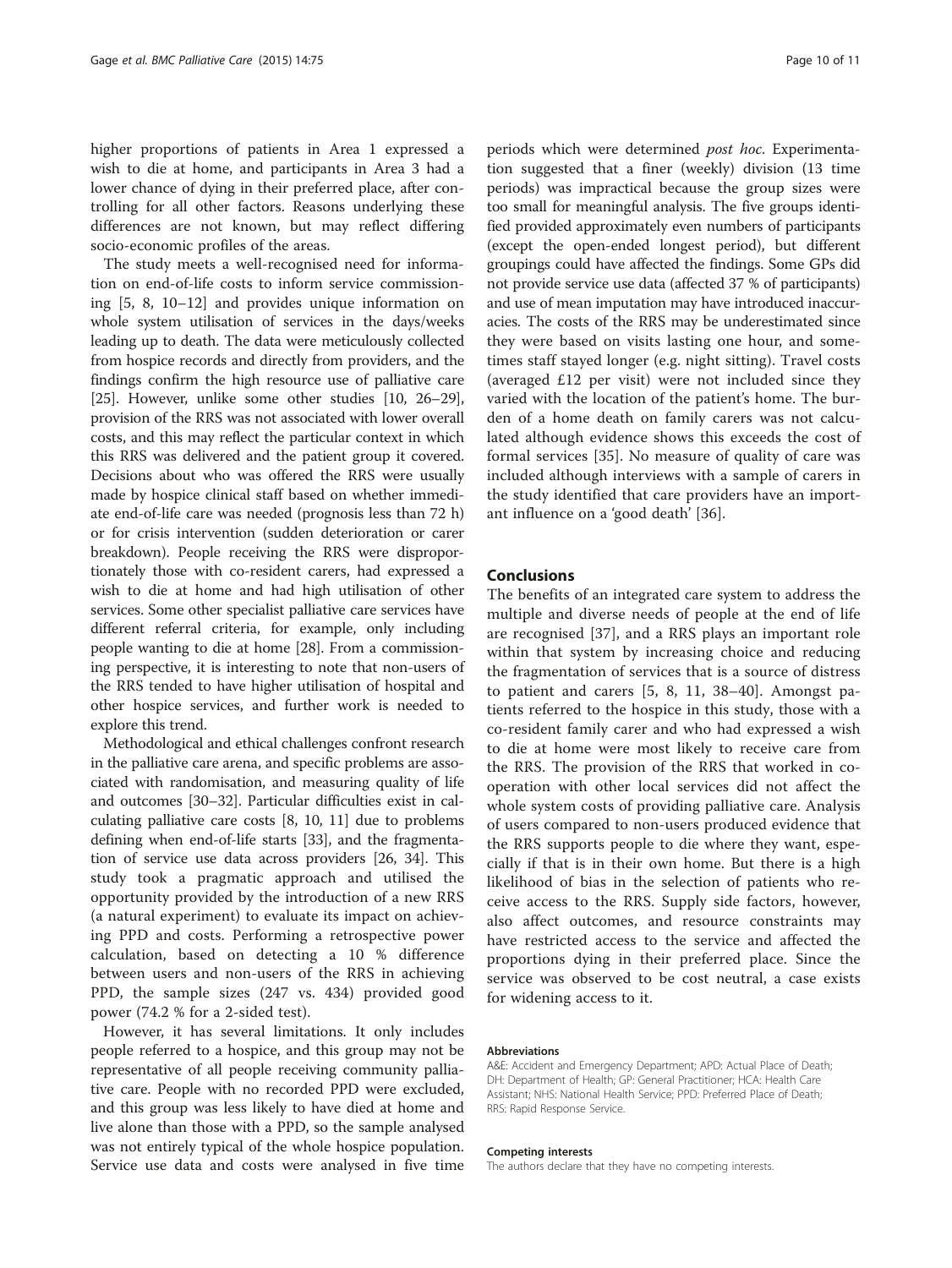higher proportions of patients in Area 1 expressed a wish to die at home, and participants in Area 3 had a lower chance of dying in their preferred place, after controlling for all other factors. Reasons underlying these differences are not known, but may reflect differing socio-economic profiles of the areas.

The study meets a well-recognised need for information on end-of-life costs to inform service commissioning [5, 8, 10–12] and provides unique information on whole system utilisation of services in the days/weeks leading up to death. The data were meticulously collected from hospice records and directly from providers, and the findings confirm the high resource use of palliative care [25]. However, unlike some other studies [10, 26–29], provision of the RRS was not associated with lower overall costs, and this may reflect the particular context in which this RRS was delivered and the patient group it covered. Decisions about who was offered the RRS were usually made by hospice clinical staff based on whether immediate end-of-life care was needed (prognosis less than 72 h) or for crisis intervention (sudden deterioration or carer breakdown). People receiving the RRS were disproportionately those with co-resident carers, had expressed a wish to die at home and had high utilisation of other services. Some other specialist palliative care services have different referral criteria, for example, only including people wanting to die at home [28]. From a commissioning perspective, it is interesting to note that non-users of the RRS tended to have higher utilisation of hospital and other hospice services, and further work is needed to explore this trend.

Methodological and ethical challenges confront research in the palliative care arena, and specific problems are associated with randomisation, and measuring quality of life and outcomes [30–32]. Particular difficulties exist in calculating palliative care costs [8, 10, 11] due to problems defining when end-of-life starts [33], and the fragmentation of service use data across providers [26, 34]. This study took a pragmatic approach and utilised the opportunity provided by the introduction of a new RRS (a natural experiment) to evaluate its impact on achieving PPD and costs. Performing a retrospective power calculation, based on detecting a 10 % difference between users and non-users of the RRS in achieving PPD, the sample sizes (247 vs. 434) provided good power (74.2 % for a 2-sided test).

However, it has several limitations. It only includes people referred to a hospice, and this group may not be representative of all people receiving community palliative care. People with no recorded PPD were excluded, and this group was less likely to have died at home and live alone than those with a PPD, so the sample analysed was not entirely typical of the whole hospice population. Service use data and costs were analysed in five time periods which were determined *post hoc*. Experimentation suggested that a finer (weekly) division (13 time periods) was impractical because the group sizes were too small for meaningful analysis. The five groups identified provided approximately even numbers of participants (except the open-ended longest period), but different groupings could have affected the findings. Some GPs did not provide service use data (affected 37 % of participants) and use of mean imputation may have introduced inaccuracies. The costs of the RRS may be underestimated since they were based on visits lasting one hour, and sometimes staff stayed longer (e.g. night sitting). Travel costs (averaged £12 per visit) were not included since they varied with the location of the patient's home. The burden of a home death on family carers was not calculated although evidence shows this exceeds the cost of formal services [35]. No measure of quality of care was included although interviews with a sample of carers in the study identified that care providers have an important influence on a 'good death' [36].

## Conclusions

The benefits of an integrated care system to address the multiple and diverse needs of people at the end of life are recognised [37], and a RRS plays an important role within that system by increasing choice and reducing the fragmentation of services that is a source of distress to patient and carers [5, 8, 11, 38–40]. Amongst patients referred to the hospice in this study, those with a co-resident family carer and who had expressed a wish to die at home were most likely to receive care from the RRS. The provision of the RRS that worked in cooperation with other local services did not affect the whole system costs of providing palliative care. Analysis of users compared to non-users produced evidence that the RRS supports people to die where they want, especially if that is in their own home. But there is a high likelihood of bias in the selection of patients who receive access to the RRS. Supply side factors, however, also affect outcomes, and resource constraints may have restricted access to the service and affected the proportions dying in their preferred place. Since the service was observed to be cost neutral, a case exists for widening access to it.

#### Abbreviations

A&E: Accident and Emergency Department; APD: Actual Place of Death; DH: Department of Health; GP: General Practitioner; HCA: Health Care Assistant; NHS: National Health Service; PPD: Preferred Place of Death; RRS: Rapid Response Service.

#### Competing interests

The authors declare that they have no competing interests.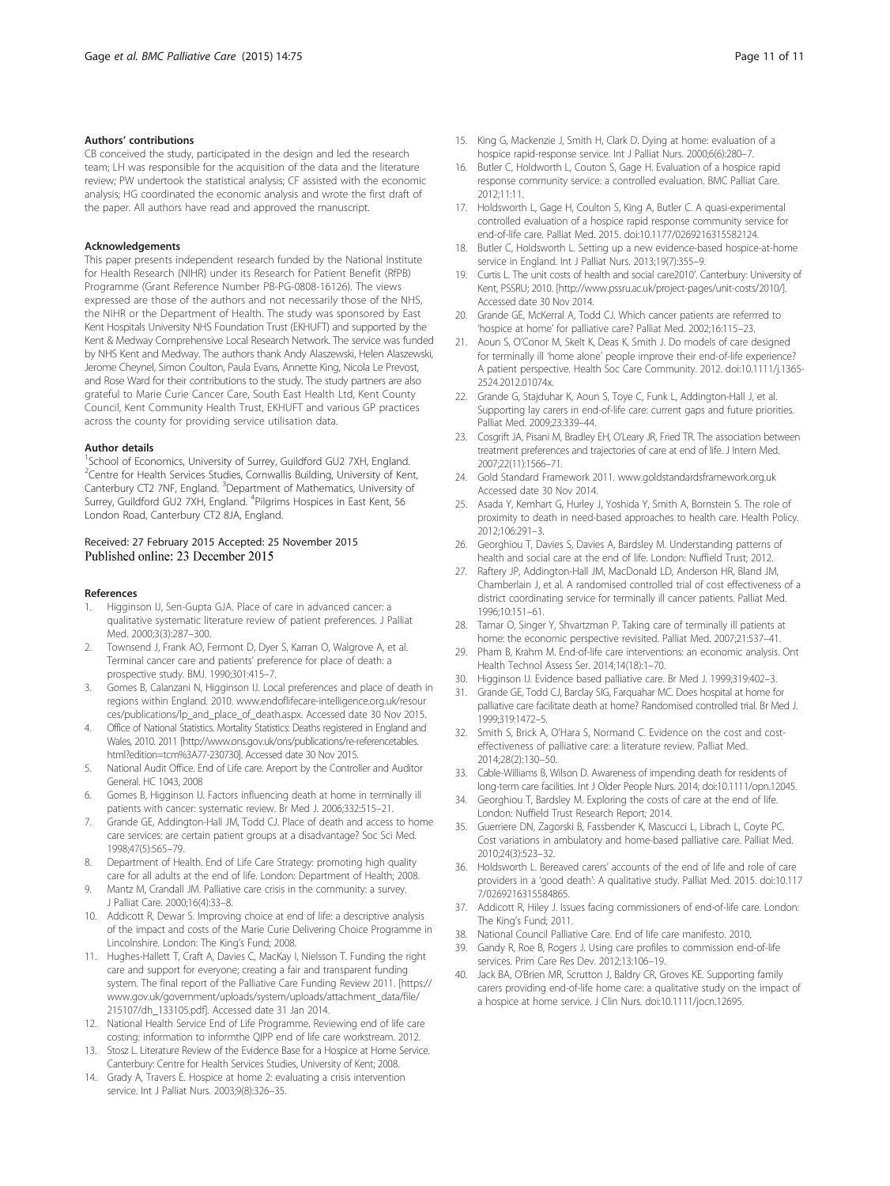### Authors' contributions

CB conceived the study, participated in the design and led the research team; LH was responsible for the acquisition of the data and the literature review; PW undertook the statistical analysis; CF assisted with the economic analysis; HG coordinated the economic analysis and wrote the first draft of the paper. All authors have read and approved the manuscript.

### Acknowledgements

This paper presents independent research funded by the National Institute for Health Research (NIHR) under its Research for Patient Benefit (RfPB) Programme (Grant Reference Number PB-PG-0808-16126). The views expressed are those of the authors and not necessarily those of the NHS, the NIHR or the Department of Health. The study was sponsored by East Kent Hospitals University NHS Foundation Trust (EKHUFT) and supported by the Kent & Medway Comprehensive Local Research Network. The service was funded by NHS Kent and Medway. The authors thank Andy Alaszewski, Helen Alaszewski, Jerome Cheynel, Simon Coulton, Paula Evans, Annette King, Nicola Le Prevost, and Rose Ward for their contributions to the study. The study partners are also grateful to Marie Curie Cancer Care, South East Health Ltd, Kent County Council, Kent Community Health Trust, EKHUFT and various GP practices across the county for providing service utilisation data.

### Author details

[1]School of Economics, University of Surrey, Guildford GU2 7XH, England. [2]Centre for Health Services Studies, Cornwallis Building, University of Kent, Canterbury CT2 7NF, England. [3]Department of Mathematics, University of Surrey, Guildford GU2 7XH, England. [4]Pilgrims Hospices in East Kent, 56 London Road, Canterbury CT2 8JA, England.

Received: 27 February 2015 Accepted: 25 November 2015
Published online: 23 December 2015

### References

1. Higginson IJ, Sen-Gupta GJA. Place of care in advanced cancer: a qualitative systematic literature review of patient preferences. J Palliat Med. 2000;3(3):287–300.
2. Townsend J, Frank AO, Fermont D, Dyer S, Karran O, Walgrove A, et al. Terminal cancer care and patients' preference for place of death: a prospective study. BMJ. 1990;301:415–7.
3. Gomes B, Calanzani N, Higginson IJ. Local preferences and place of death in regions within England. 2010. www.endoflifecare-intelligence.org.uk/resources/publications/lp_and_place_of_death.aspx. Accessed date 30 Nov 2015.
4. Office of National Statistics. Mortality Statistics: Deaths registered in England and Wales, 2010. 2011 [http://www.ons.gov.uk/ons/publications/re-referencetables.html?edition=tcm%3A77-230730]. Accessed date 30 Nov 2015.
5. National Audit Office. End of Life care. Areport by the Controller and Auditor General. HC 1043, 2008
6. Gomes B, Higginson IJ. Factors influencing death at home in terminally ill patients with cancer: systematic review. Br Med J. 2006;332:515–21.
7. Grande GE, Addington-Hall JM, Todd CJ. Place of death and access to home care services: are certain patient groups at a disadvantage? Soc Sci Med. 1998;47(5):565–79.
8. Department of Health. End of Life Care Strategy: promoting high quality care for all adults at the end of life. London: Department of Health; 2008.
9. Mantz M, Crandall JM. Palliative care crisis in the community: a survey. J Palliat Care. 2000;16(4):33–8.
10. Addicott R, Dewar S. Improving choice at end of life: a descriptive analysis of the impact and costs of the Marie Curie Delivering Choice Programme in Lincolnshire. London: The King's Fund; 2008.
11. Hughes-Hallett T, Craft A, Davies C, MacKay I, Nielsson T. Funding the right care and support for everyone; creating a fair and transparent funding system. The final report of the Palliative Care Funding Review 2011. [https://www.gov.uk/government/uploads/system/uploads/attachment_data/file/215107/dh_133105.pdf]. Accessed date 31 Jan 2014.
12. National Health Service End of Life Programme. Reviewing end of life care costing: information to informthe QIPP end of life care workstream. 2012.
13. Stosz L. Literature Review of the Evidence Base for a Hospice at Home Service. Canterbury: Centre for Health Services Studies, University of Kent; 2008.
14. Grady A, Travers E. Hospice at home 2: evaluating a crisis intervention service. Int J Palliat Nurs. 2003;9(8):326–35.
15. King G, Mackenzie J, Smith H, Clark D. Dying at home: evaluation of a hospice rapid-response service. Int J Palliat Nurs. 2000;6(6):280–7.
16. Butler C, Holdworth L, Couton S, Gage H. Evaluation of a hospice rapid response community service: a controlled evaluation. BMC Palliat Care. 2012;11:11.
17. Holdsworth L, Gage H, Coulton S, King A, Butler C. A quasi-experimental controlled evaluation of a hospice rapid response community service for end-of-life care. Palliat Med. 2015. doi:10.1177/0269216315582124.
18. Butler C, Holdsworth L. Setting up a new evidence-based hospice-at-home service in England. Int J Palliat Nurs. 2013;19(7):355–9.
19. Curtis L. The unit costs of health and social care2010'. Canterbury: University of Kent, PSSRU; 2010. [http://www.pssru.ac.uk/project-pages/unit-costs/2010/]. Accessed date 30 Nov 2014.
20. Grande GE, McKerral A, Todd CJ. Which cancer patients are referrred to 'hospice at home' for palliative care? Palliat Med. 2002;16:115–23.
21. Aoun S, O'Conor M, Skelt K, Deas K, Smith J. Do models of care designed for terminally ill 'home alone' people improve their end-of-life experience? A patient perspective. Health Soc Care Community. 2012. doi:10.1111/j.1365-2524.2012.01074x.
22. Grande G, Stajduhar K, Aoun S, Toye C, Funk L, Addington-Hall J, et al. Supporting lay carers in end-of-life care: current gaps and future priorities. Palliat Med. 2009;23:339–44.
23. Cosgrift JA, Pisani M, Bradley EH, O'Leary JR, Fried TR. The association between treatment preferences and trajectories of care at end of life. J Intern Med. 2007;22(11):1566–71.
24. Gold Standard Framework 2011. www.goldstandardsframework.org.uk Accessed date 30 Nov 2014.
25. Asada Y, Kemhart G, Hurley J, Yoshida Y, Smith A, Bornstein S. The role of proximity to death in need-based approaches to health care. Health Policy. 2012;106:291–3.
26. Georghiou T, Davies S, Davies A, Bardsley M. Understanding patterns of health and social care at the end of life. London: Nuffield Trust; 2012.
27. Raftery JP, Addington-Hall JM, MacDonald LD, Anderson HR, Bland JM, Chamberlain J, et al. A randomised controlled trial of cost effectiveness of a district coordinating service for terminally ill cancer patients. Palliat Med. 1996;10:151–61.
28. Tamar O, Singer Y, Shvartzman P. Taking care of terminally ill patients at home: the economic perspective revisited. Palliat Med. 2007;21:537–41.
29. Pham B, Krahm M. End-of-life care interventions: an economic analysis. Ont Health Technol Assess Ser. 2014;14(18):1–70.
30. Higginson IJ. Evidence based palliative care. Br Med J. 1999;319:402–3.
31. Grande GE, Todd CJ, Barclay SIG, Farquahar MC. Does hospital at home for palliative care facilitate death at home? Randomised controlled trial. Br Med J. 1999;319:1472–5.
32. Smith S, Brick A, O'Hara S, Normand C. Evidence on the cost and cost-effectiveness of palliative care: a literature review. Palliat Med. 2014;28(2):130–50.
33. Cable-Williams B, Wilson D. Awareness of impending death for residents of long-term care facilities. Int J Older People Nurs. 2014; doi:10.1111/opn.12045.
34. Georghiou T, Bardsley M. Exploring the costs of care at the end of life. London: Nuffield Trust Research Report; 2014.
35. Guerriere DN, Zagorski B, Fassbender K, Mascucci L, Librach L, Coyte PC. Cost variations in ambulatory and home-based palliative care. Palliat Med. 2010;24(3):523–32.
36. Holdsworth L. Bereaved carers' accounts of the end of life and role of care providers in a 'good death': A qualitative study. Palliat Med. 2015. doi:10.1177/0269216315584865.
37. Addicott R, Hiley J. Issues facing commissioners of end-of-life care. London: The King's Fund; 2011.
38. National Council Palliative Care. End of life care manifesto. 2010.
39. Gandy R, Roe B, Rogers J. Using care profiles to commission end-of-life services. Prim Care Res Dev. 2012;13:106–19.
40. Jack BA, O'Brien MR, Scrutton J, Baldry CR, Groves KE. Supporting family carers providing end-of-life home care: a qualitative study on the impact of a hospice at home service. J Clin Nurs. doi:10.1111/jocn.12695.